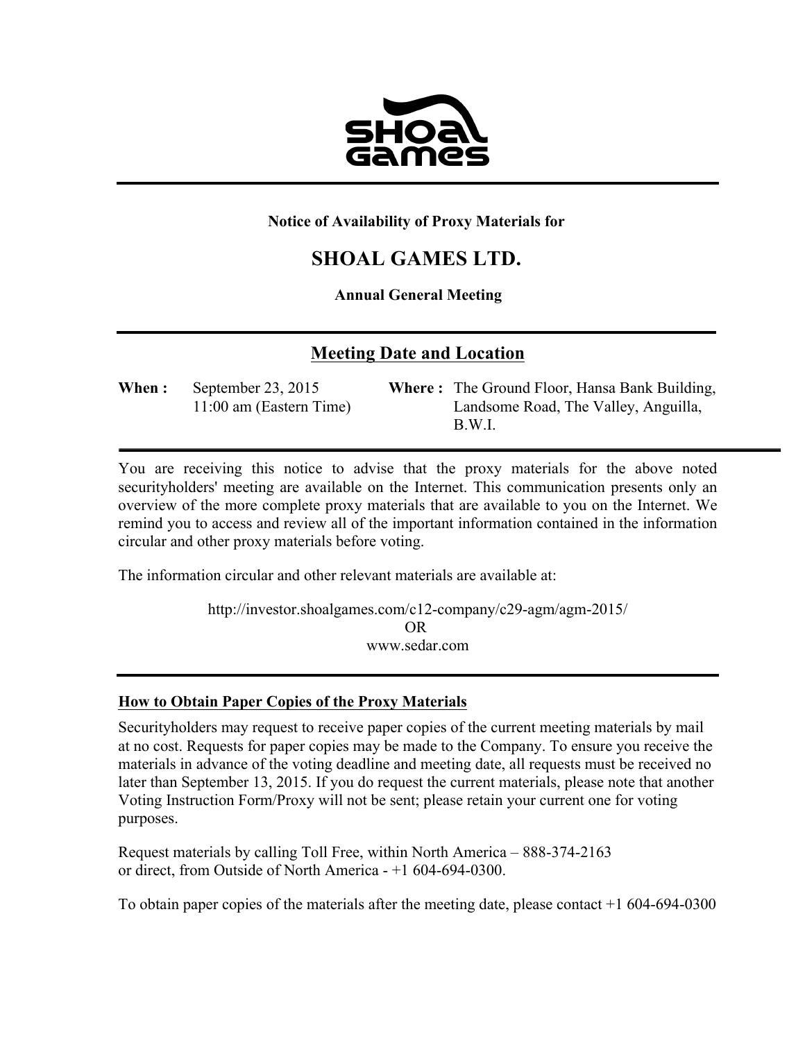**Notice of Availability of Proxy Materials for**

# SHOAL GAMES LTD.

**Annual General Meeting**

## Meeting Date and Location

**When :** September 23, 2015
11:00 am (Eastern Time)

**Where :** The Ground Floor, Hansa Bank Building, Landsome Road, The Valley, Anguilla, B.W.I.

You are receiving this notice to advise that the proxy materials for the above noted securityholders' meeting are available on the Internet. This communication presents only an overview of the more complete proxy materials that are available to you on the Internet. We remind you to access and review all of the important information contained in the information circular and other proxy materials before voting.

The information circular and other relevant materials are available at:

http://investor.shoalgames.com/c12-company/c29-agm/agm-2015/
OR
www.sedar.com

## How to Obtain Paper Copies of the Proxy Materials

Securityholders may request to receive paper copies of the current meeting materials by mail at no cost. Requests for paper copies may be made to the Company. To ensure you receive the materials in advance of the voting deadline and meeting date, all requests must be received no later than September 13, 2015. If you do request the current materials, please note that another Voting Instruction Form/Proxy will not be sent; please retain your current one for voting purposes.

Request materials by calling Toll Free, within North America – 888-374-2163
or direct, from Outside of North America - +1 604-694-0300.

To obtain paper copies of the materials after the meeting date, please contact +1 604-694-0300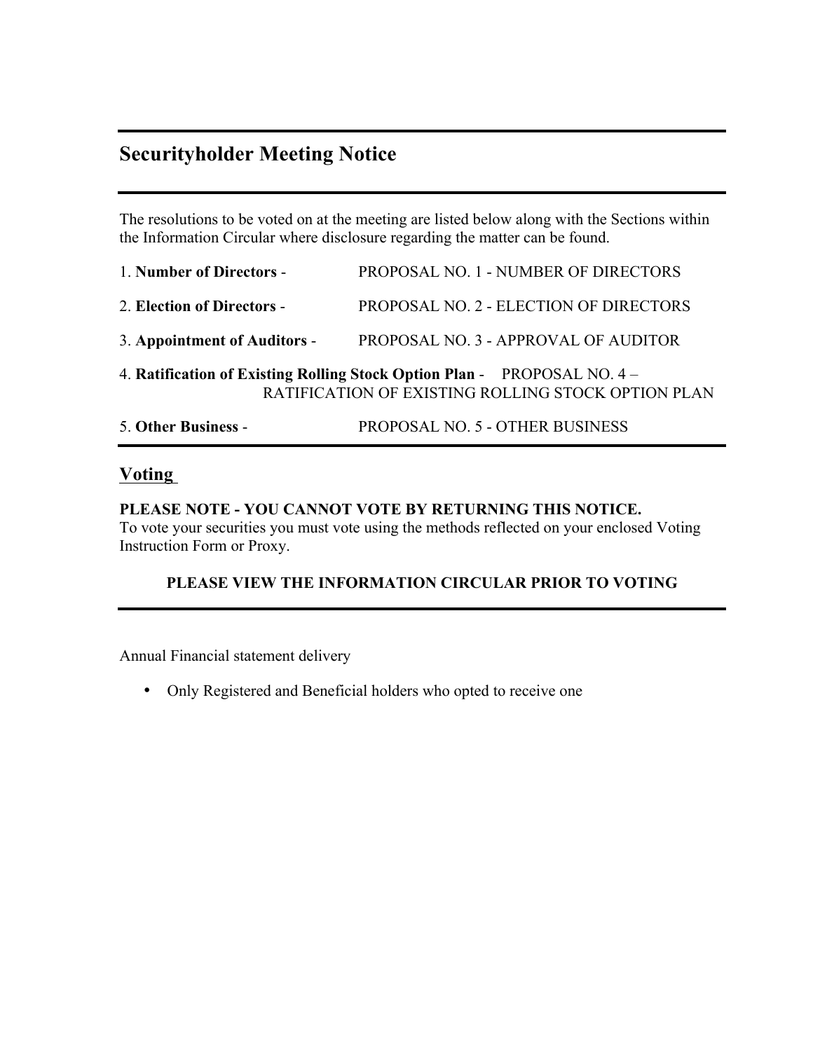## Securityholder Meeting Notice

The resolutions to be voted on at the meeting are listed below along with the Sections within the Information Circular where disclosure regarding the matter can be found.

1. **Number of Directors** - PROPOSAL NO. 1 - NUMBER OF DIRECTORS

2. **Election of Directors** - PROPOSAL NO. 2 - ELECTION OF DIRECTORS

3. **Appointment of Auditors** - PROPOSAL NO. 3 - APPROVAL OF AUDITOR

4. **Ratification of Existing Rolling Stock Option Plan** - PROPOSAL NO. 4 – RATIFICATION OF EXISTING ROLLING STOCK OPTION PLAN

5. **Other Business** - PROPOSAL NO. 5 - OTHER BUSINESS

## Voting

**PLEASE NOTE - YOU CANNOT VOTE BY RETURNING THIS NOTICE.**
To vote your securities you must vote using the methods reflected on your enclosed Voting Instruction Form or Proxy.

**PLEASE VIEW THE INFORMATION CIRCULAR PRIOR TO VOTING**

Annual Financial statement delivery

- Only Registered and Beneficial holders who opted to receive one